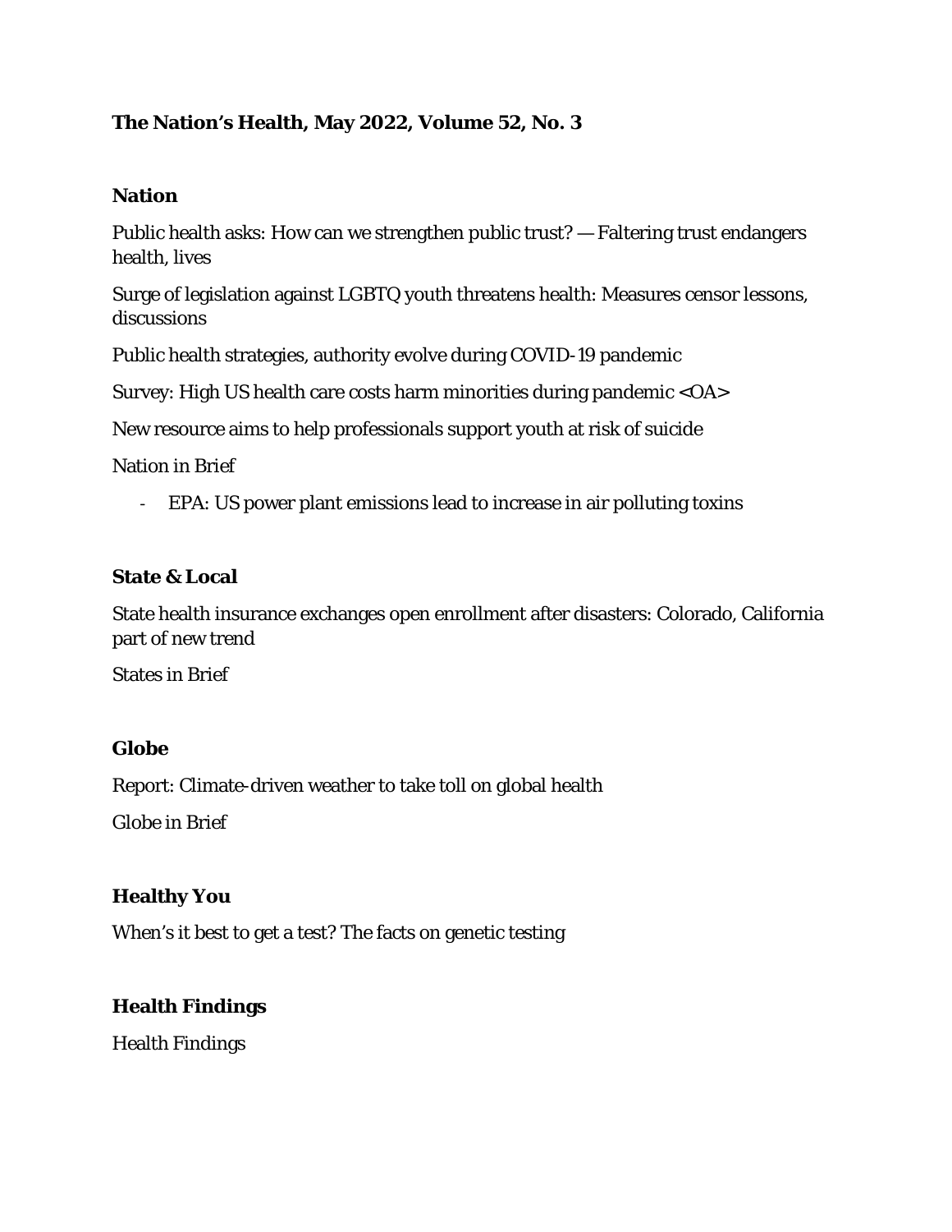**The Nation's Health, May 2022, Volume 52, No. 3**

## Nation

Public health asks: How can we strengthen public trust? — Faltering trust endangers health, lives

Surge of legislation against LGBTQ youth threatens health: Measures censor lessons, discussions

Public health strategies, authority evolve during COVID-19 pandemic

Survey: High US health care costs harm minorities during pandemic <OA>

New resource aims to help professionals support youth at risk of suicide

Nation in Brief

- EPA: US power plant emissions lead to increase in air polluting toxins

## State & Local

State health insurance exchanges open enrollment after disasters: Colorado, California part of new trend

States in Brief

## Globe

Report: Climate-driven weather to take toll on global health

Globe in Brief

## Healthy You

When's it best to get a test? The facts on genetic testing

## Health Findings

Health Findings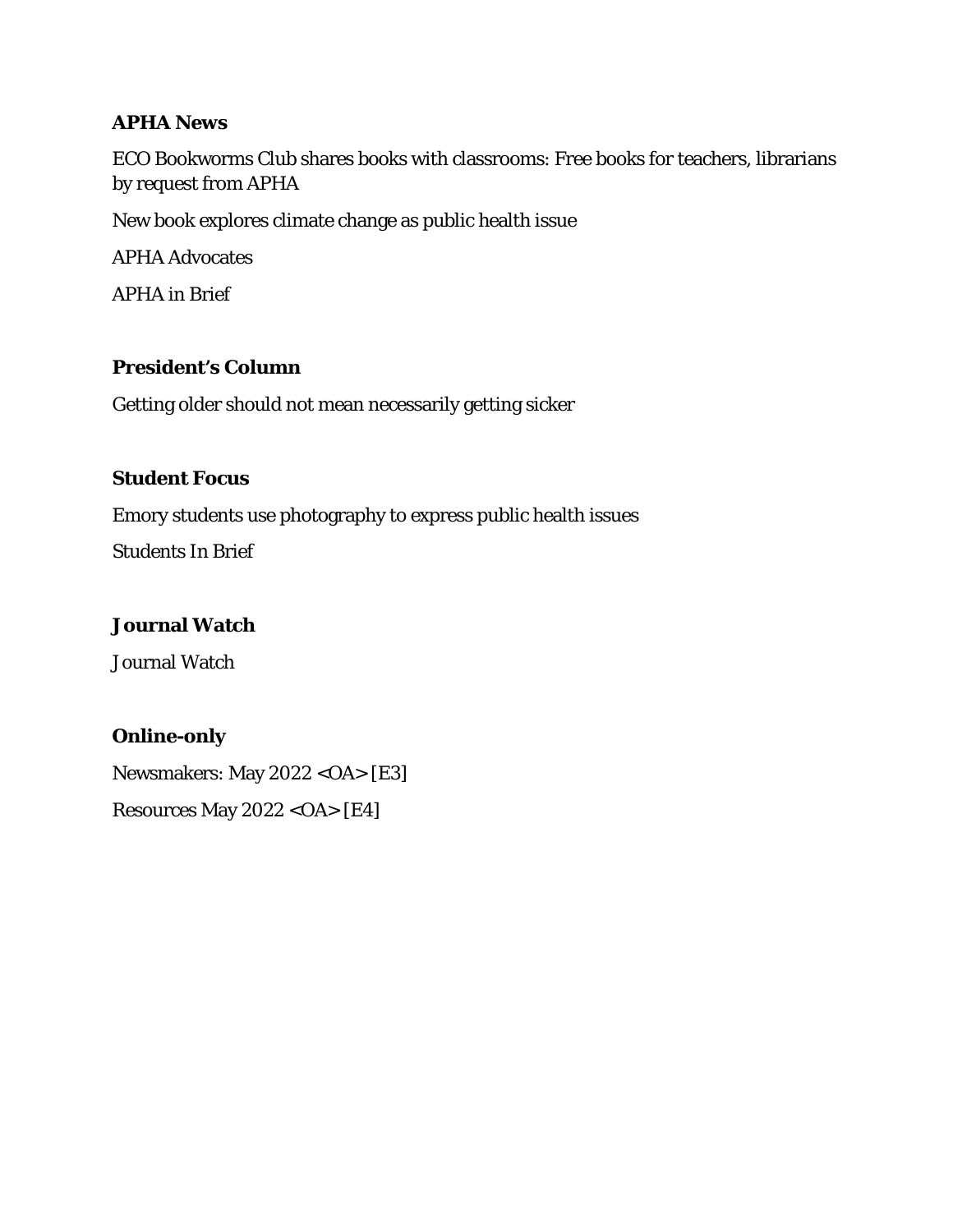**APHA News**

ECO Bookworms Club shares books with classrooms: Free books for teachers, librarians by request from APHA

New book explores climate change as public health issue

APHA Advocates

APHA in Brief

**President's Column**

Getting older should not mean necessarily getting sicker

**Student Focus**

Emory students use photography to express public health issues

Students In Brief

**Journal Watch**

Journal Watch

**Online-only**

Newsmakers: May 2022 <OA> [E3]

Resources May 2022 <OA> [E4]